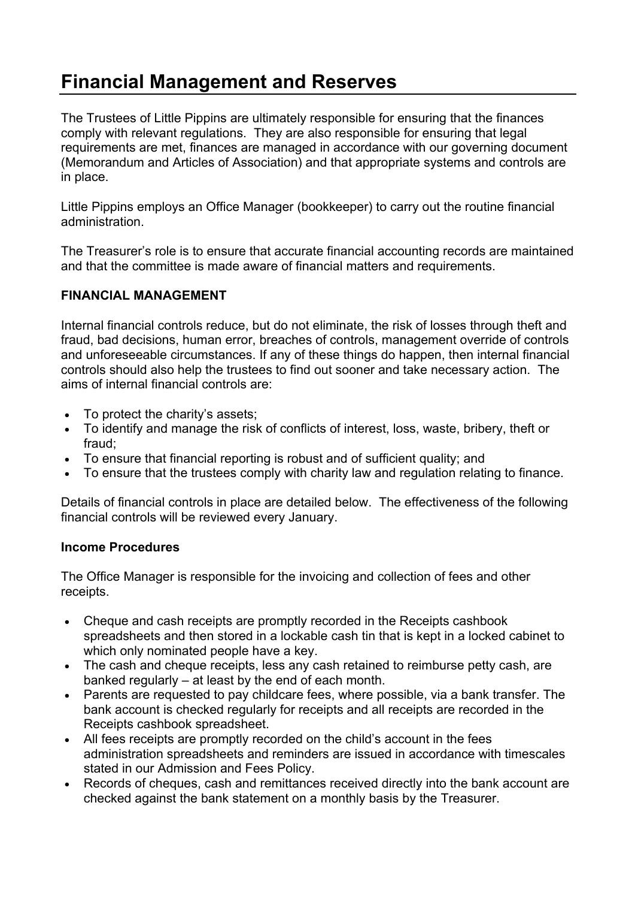# Financial Management and Reserves

The Trustees of Little Pippins are ultimately responsible for ensuring that the finances comply with relevant regulations. They are also responsible for ensuring that legal requirements are met, finances are managed in accordance with our governing document (Memorandum and Articles of Association) and that appropriate systems and controls are in place.

Little Pippins employs an Office Manager (bookkeeper) to carry out the routine financial administration.

The Treasurer's role is to ensure that accurate financial accounting records are maintained and that the committee is made aware of financial matters and requirements.

**FINANCIAL MANAGEMENT**

Internal financial controls reduce, but do not eliminate, the risk of losses through theft and fraud, bad decisions, human error, breaches of controls, management override of controls and unforeseeable circumstances. If any of these things do happen, then internal financial controls should also help the trustees to find out sooner and take necessary action. The aims of internal financial controls are:

- To protect the charity's assets;
- To identify and manage the risk of conflicts of interest, loss, waste, bribery, theft or fraud;
- To ensure that financial reporting is robust and of sufficient quality; and
- To ensure that the trustees comply with charity law and regulation relating to finance.

Details of financial controls in place are detailed below. The effectiveness of the following financial controls will be reviewed every January.

**Income Procedures**

The Office Manager is responsible for the invoicing and collection of fees and other receipts.

- Cheque and cash receipts are promptly recorded in the Receipts cashbook spreadsheets and then stored in a lockable cash tin that is kept in a locked cabinet to which only nominated people have a key.
- The cash and cheque receipts, less any cash retained to reimburse petty cash, are banked regularly – at least by the end of each month.
- Parents are requested to pay childcare fees, where possible, via a bank transfer. The bank account is checked regularly for receipts and all receipts are recorded in the Receipts cashbook spreadsheet.
- All fees receipts are promptly recorded on the child's account in the fees administration spreadsheets and reminders are issued in accordance with timescales stated in our Admission and Fees Policy.
- Records of cheques, cash and remittances received directly into the bank account are checked against the bank statement on a monthly basis by the Treasurer.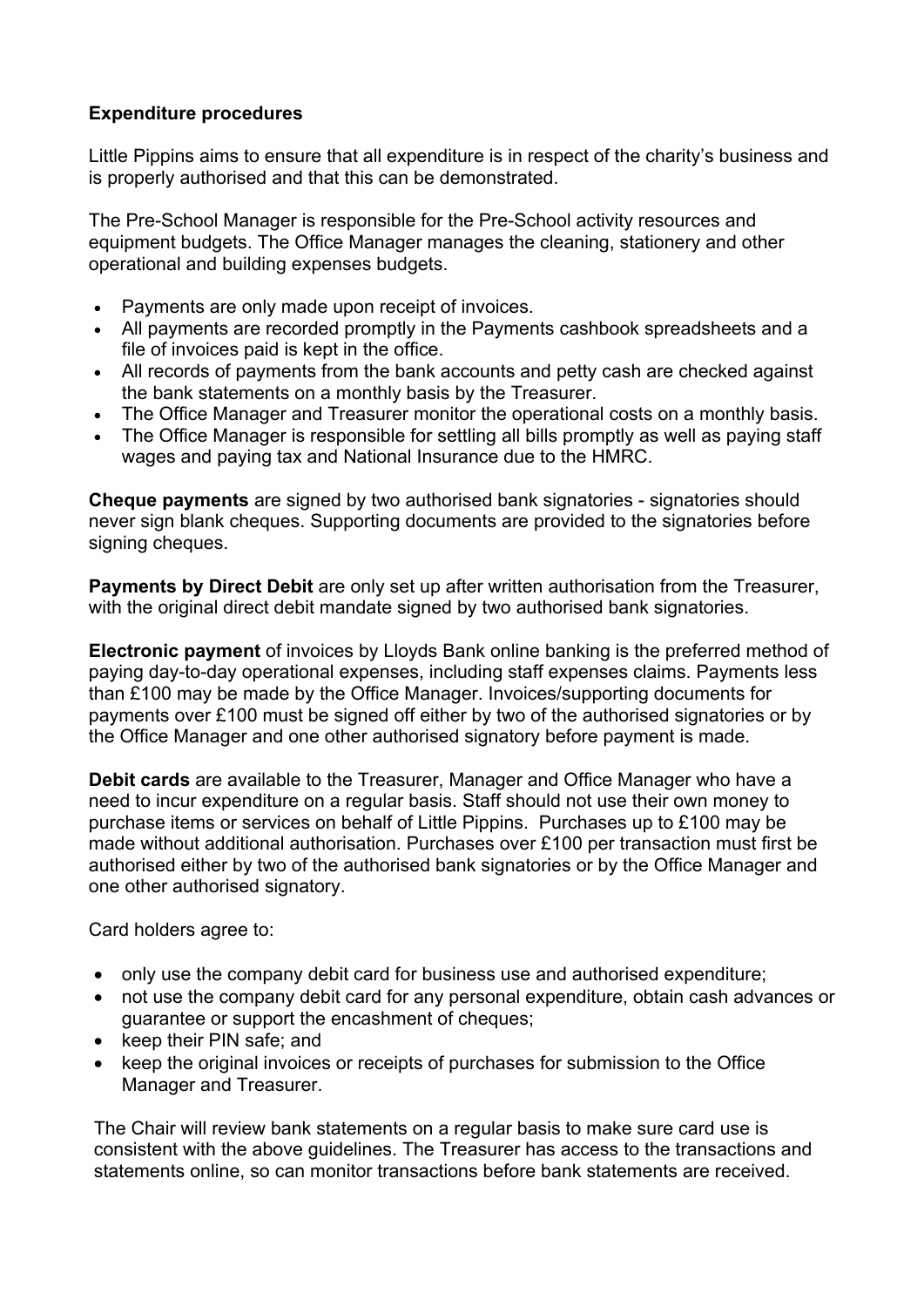**Expenditure procedures**

Little Pippins aims to ensure that all expenditure is in respect of the charity's business and is properly authorised and that this can be demonstrated.

The Pre-School Manager is responsible for the Pre-School activity resources and equipment budgets. The Office Manager manages the cleaning, stationery and other operational and building expenses budgets.

- Payments are only made upon receipt of invoices.
- All payments are recorded promptly in the Payments cashbook spreadsheets and a file of invoices paid is kept in the office.
- All records of payments from the bank accounts and petty cash are checked against the bank statements on a monthly basis by the Treasurer.
- The Office Manager and Treasurer monitor the operational costs on a monthly basis.
- The Office Manager is responsible for settling all bills promptly as well as paying staff wages and paying tax and National Insurance due to the HMRC.

**Cheque payments** are signed by two authorised bank signatories - signatories should never sign blank cheques. Supporting documents are provided to the signatories before signing cheques.

**Payments by Direct Debit** are only set up after written authorisation from the Treasurer, with the original direct debit mandate signed by two authorised bank signatories.

**Electronic payment** of invoices by Lloyds Bank online banking is the preferred method of paying day-to-day operational expenses, including staff expenses claims. Payments less than £100 may be made by the Office Manager. Invoices/supporting documents for payments over £100 must be signed off either by two of the authorised signatories or by the Office Manager and one other authorised signatory before payment is made.

**Debit cards** are available to the Treasurer, Manager and Office Manager who have a need to incur expenditure on a regular basis. Staff should not use their own money to purchase items or services on behalf of Little Pippins. Purchases up to £100 may be made without additional authorisation. Purchases over £100 per transaction must first be authorised either by two of the authorised bank signatories or by the Office Manager and one other authorised signatory.

Card holders agree to:

- only use the company debit card for business use and authorised expenditure;
- not use the company debit card for any personal expenditure, obtain cash advances or guarantee or support the encashment of cheques;
- keep their PIN safe; and
- keep the original invoices or receipts of purchases for submission to the Office Manager and Treasurer.

The Chair will review bank statements on a regular basis to make sure card use is consistent with the above guidelines. The Treasurer has access to the transactions and statements online, so can monitor transactions before bank statements are received.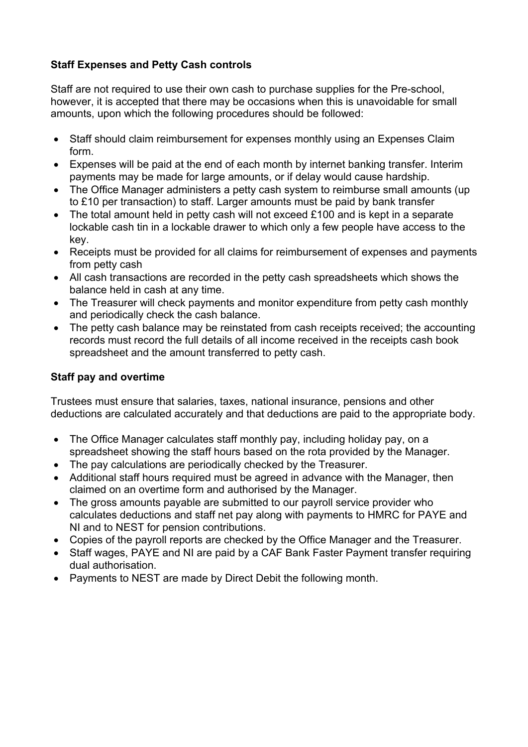**Staff Expenses and Petty Cash controls**

Staff are not required to use their own cash to purchase supplies for the Pre-school, however, it is accepted that there may be occasions when this is unavoidable for small amounts, upon which the following procedures should be followed:

- Staff should claim reimbursement for expenses monthly using an Expenses Claim form.
- Expenses will be paid at the end of each month by internet banking transfer. Interim payments may be made for large amounts, or if delay would cause hardship.
- The Office Manager administers a petty cash system to reimburse small amounts (up to £10 per transaction) to staff. Larger amounts must be paid by bank transfer
- The total amount held in petty cash will not exceed £100 and is kept in a separate lockable cash tin in a lockable drawer to which only a few people have access to the key.
- Receipts must be provided for all claims for reimbursement of expenses and payments from petty cash
- All cash transactions are recorded in the petty cash spreadsheets which shows the balance held in cash at any time.
- The Treasurer will check payments and monitor expenditure from petty cash monthly and periodically check the cash balance.
- The petty cash balance may be reinstated from cash receipts received; the accounting records must record the full details of all income received in the receipts cash book spreadsheet and the amount transferred to petty cash.

**Staff pay and overtime**

Trustees must ensure that salaries, taxes, national insurance, pensions and other deductions are calculated accurately and that deductions are paid to the appropriate body.

- The Office Manager calculates staff monthly pay, including holiday pay, on a spreadsheet showing the staff hours based on the rota provided by the Manager.
- The pay calculations are periodically checked by the Treasurer.
- Additional staff hours required must be agreed in advance with the Manager, then claimed on an overtime form and authorised by the Manager.
- The gross amounts payable are submitted to our payroll service provider who calculates deductions and staff net pay along with payments to HMRC for PAYE and NI and to NEST for pension contributions.
- Copies of the payroll reports are checked by the Office Manager and the Treasurer.
- Staff wages, PAYE and NI are paid by a CAF Bank Faster Payment transfer requiring dual authorisation.
- Payments to NEST are made by Direct Debit the following month.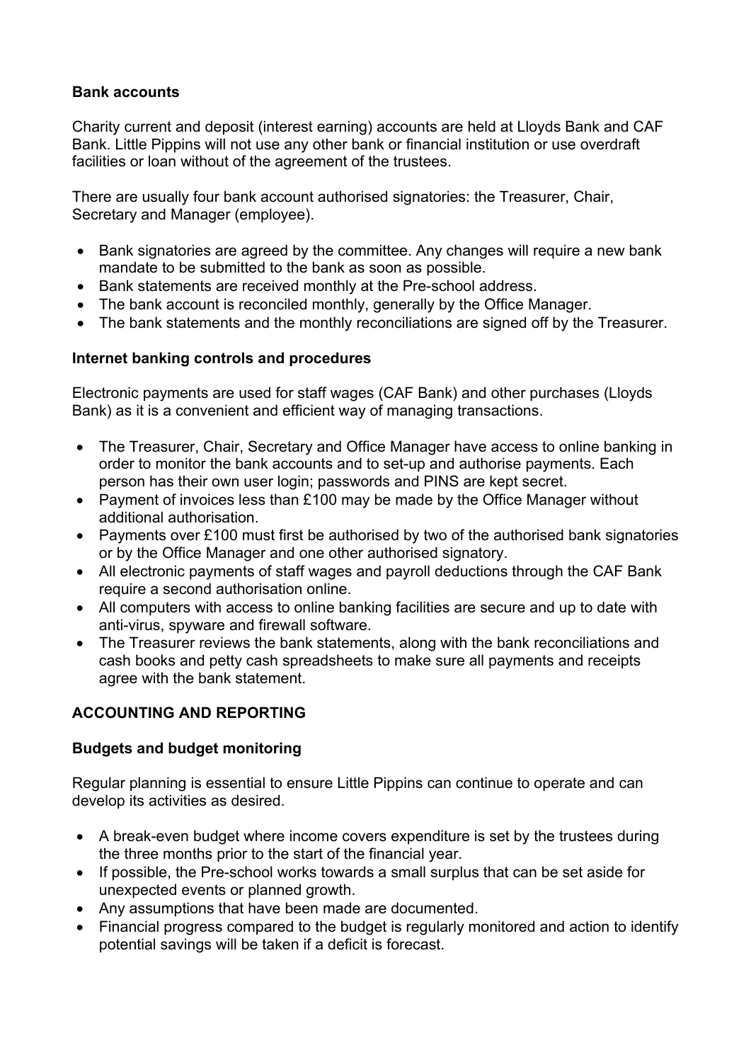**Bank accounts**

Charity current and deposit (interest earning) accounts are held at Lloyds Bank and CAF Bank. Little Pippins will not use any other bank or financial institution or use overdraft facilities or loan without of the agreement of the trustees.

There are usually four bank account authorised signatories: the Treasurer, Chair, Secretary and Manager (employee).

- Bank signatories are agreed by the committee. Any changes will require a new bank mandate to be submitted to the bank as soon as possible.
- Bank statements are received monthly at the Pre-school address.
- The bank account is reconciled monthly, generally by the Office Manager.
- The bank statements and the monthly reconciliations are signed off by the Treasurer.

**Internet banking controls and procedures**

Electronic payments are used for staff wages (CAF Bank) and other purchases (Lloyds Bank) as it is a convenient and efficient way of managing transactions.

- The Treasurer, Chair, Secretary and Office Manager have access to online banking in order to monitor the bank accounts and to set-up and authorise payments. Each person has their own user login; passwords and PINS are kept secret.
- Payment of invoices less than £100 may be made by the Office Manager without additional authorisation.
- Payments over £100 must first be authorised by two of the authorised bank signatories or by the Office Manager and one other authorised signatory.
- All electronic payments of staff wages and payroll deductions through the CAF Bank require a second authorisation online.
- All computers with access to online banking facilities are secure and up to date with anti-virus, spyware and firewall software.
- The Treasurer reviews the bank statements, along with the bank reconciliations and cash books and petty cash spreadsheets to make sure all payments and receipts agree with the bank statement.

## ACCOUNTING AND REPORTING

**Budgets and budget monitoring**

Regular planning is essential to ensure Little Pippins can continue to operate and can develop its activities as desired.

- A break-even budget where income covers expenditure is set by the trustees during the three months prior to the start of the financial year.
- If possible, the Pre-school works towards a small surplus that can be set aside for unexpected events or planned growth.
- Any assumptions that have been made are documented.
- Financial progress compared to the budget is regularly monitored and action to identify potential savings will be taken if a deficit is forecast.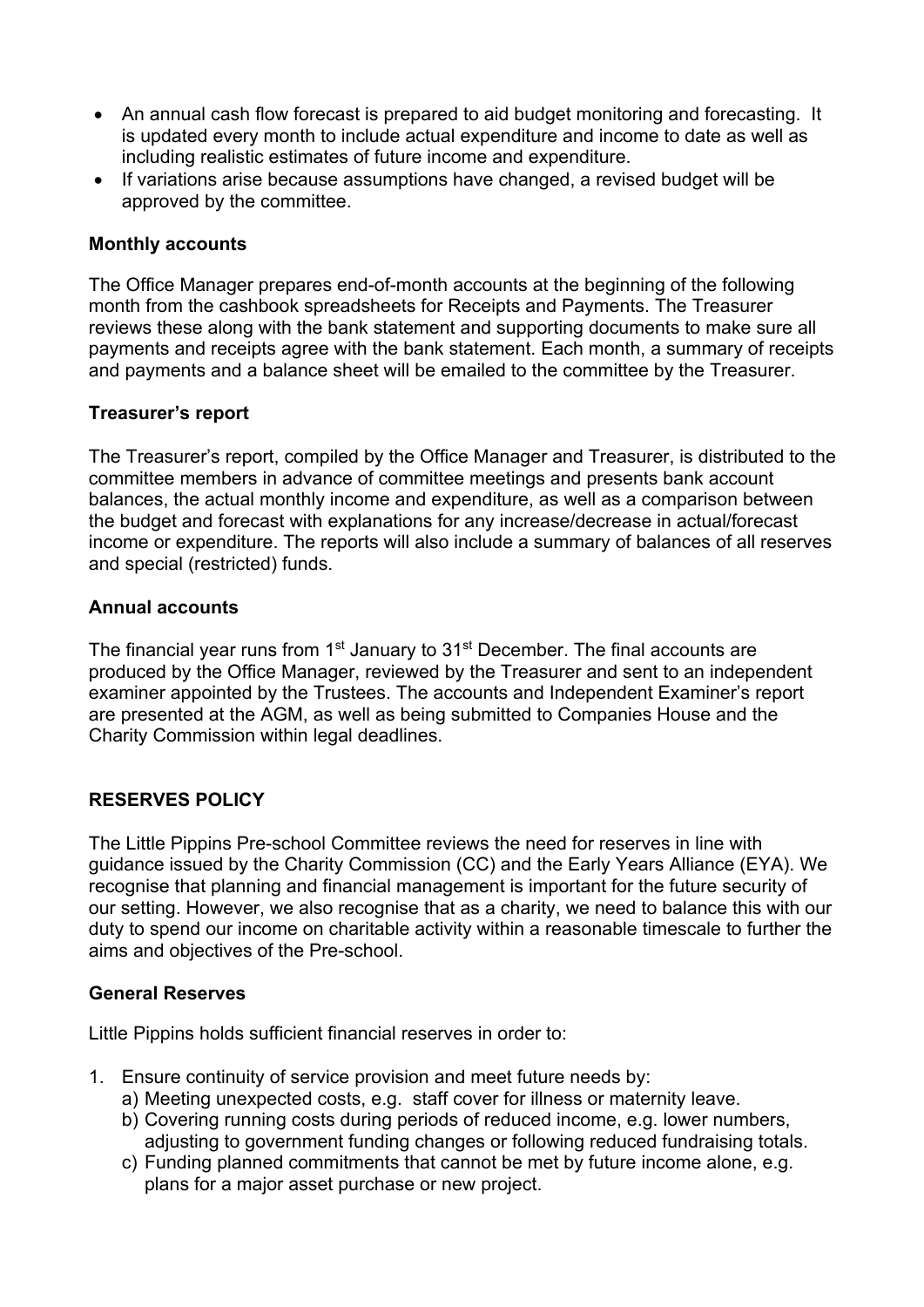- An annual cash flow forecast is prepared to aid budget monitoring and forecasting. It is updated every month to include actual expenditure and income to date as well as including realistic estimates of future income and expenditure.
- If variations arise because assumptions have changed, a revised budget will be approved by the committee.

**Monthly accounts**

The Office Manager prepares end-of-month accounts at the beginning of the following month from the cashbook spreadsheets for Receipts and Payments. The Treasurer reviews these along with the bank statement and supporting documents to make sure all payments and receipts agree with the bank statement. Each month, a summary of receipts and payments and a balance sheet will be emailed to the committee by the Treasurer.

**Treasurer's report**

The Treasurer's report, compiled by the Office Manager and Treasurer, is distributed to the committee members in advance of committee meetings and presents bank account balances, the actual monthly income and expenditure, as well as a comparison between the budget and forecast with explanations for any increase/decrease in actual/forecast income or expenditure. The reports will also include a summary of balances of all reserves and special (restricted) funds.

**Annual accounts**

The financial year runs from 1st January to 31st December. The final accounts are produced by the Office Manager, reviewed by the Treasurer and sent to an independent examiner appointed by the Trustees. The accounts and Independent Examiner's report are presented at the AGM, as well as being submitted to Companies House and the Charity Commission within legal deadlines.

## RESERVES POLICY

The Little Pippins Pre-school Committee reviews the need for reserves in line with guidance issued by the Charity Commission (CC) and the Early Years Alliance (EYA). We recognise that planning and financial management is important for the future security of our setting. However, we also recognise that as a charity, we need to balance this with our duty to spend our income on charitable activity within a reasonable timescale to further the aims and objectives of the Pre-school.

**General Reserves**

Little Pippins holds sufficient financial reserves in order to:

1. Ensure continuity of service provision and meet future needs by:
   a) Meeting unexpected costs, e.g. staff cover for illness or maternity leave.
   b) Covering running costs during periods of reduced income, e.g. lower numbers, adjusting to government funding changes or following reduced fundraising totals.
   c) Funding planned commitments that cannot be met by future income alone, e.g. plans for a major asset purchase or new project.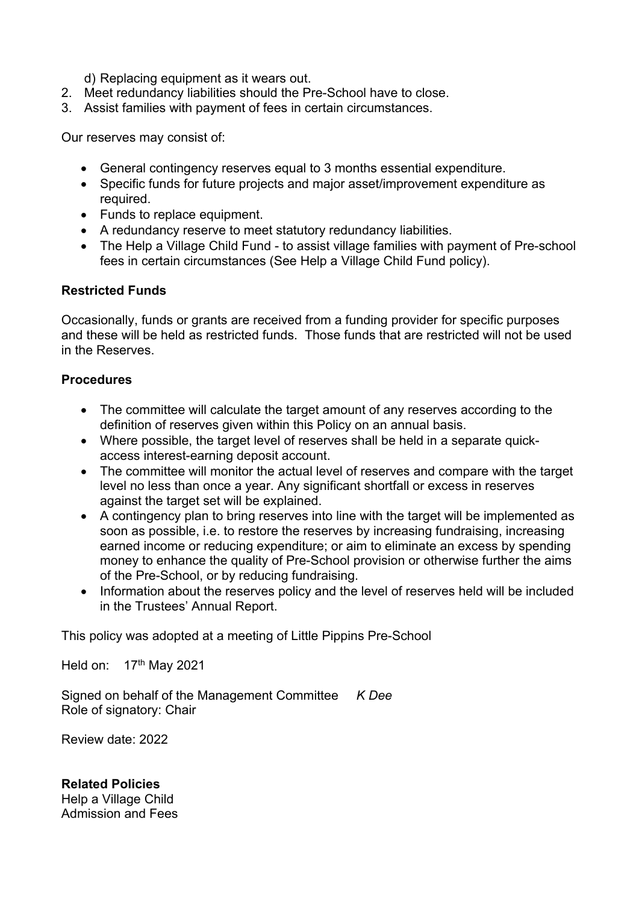d) Replacing equipment as it wears out.
2. Meet redundancy liabilities should the Pre-School have to close.
3. Assist families with payment of fees in certain circumstances.

Our reserves may consist of:

- General contingency reserves equal to 3 months essential expenditure.
- Specific funds for future projects and major asset/improvement expenditure as required.
- Funds to replace equipment.
- A redundancy reserve to meet statutory redundancy liabilities.
- The Help a Village Child Fund - to assist village families with payment of Pre-school fees in certain circumstances (See Help a Village Child Fund policy).

**Restricted Funds**

Occasionally, funds or grants are received from a funding provider for specific purposes and these will be held as restricted funds. Those funds that are restricted will not be used in the Reserves.

**Procedures**

- The committee will calculate the target amount of any reserves according to the definition of reserves given within this Policy on an annual basis.
- Where possible, the target level of reserves shall be held in a separate quick-access interest-earning deposit account.
- The committee will monitor the actual level of reserves and compare with the target level no less than once a year. Any significant shortfall or excess in reserves against the target set will be explained.
- A contingency plan to bring reserves into line with the target will be implemented as soon as possible, i.e. to restore the reserves by increasing fundraising, increasing earned income or reducing expenditure; or aim to eliminate an excess by spending money to enhance the quality of Pre-School provision or otherwise further the aims of the Pre-School, or by reducing fundraising.
- Information about the reserves policy and the level of reserves held will be included in the Trustees' Annual Report.

This policy was adopted at a meeting of Little Pippins Pre-School

Held on: 17th May 2021

Signed on behalf of the Management Committee *K Dee*
Role of signatory: Chair

Review date: 2022

**Related Policies**
Help a Village Child
Admission and Fees